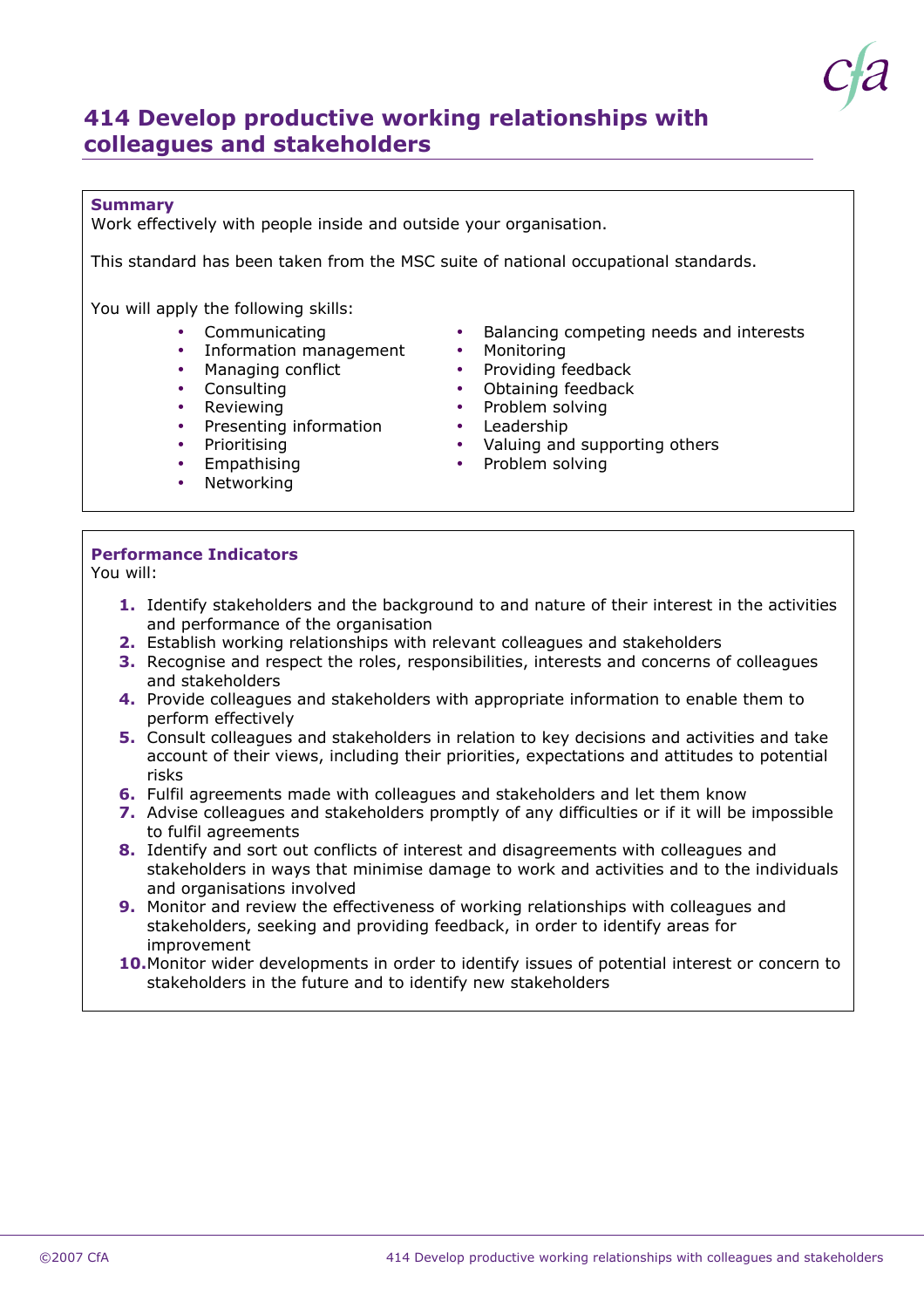# 414 Develop productive working relationships with colleagues and stakeholders

**Summary**

Work effectively with people inside and outside your organisation.

This standard has been taken from the MSC suite of national occupational standards.

You will apply the following skills:

- Communicating
- Information management
- Managing conflict
- Consulting
- Reviewing
- Presenting information
- Prioritising
- Empathising
- Networking
- Balancing competing needs and interests
- Monitoring
- Providing feedback
- Obtaining feedback
- Problem solving
- Leadership
- Valuing and supporting others
- Problem solving

**Performance Indicators**

You will:

1. Identify stakeholders and the background to and nature of their interest in the activities and performance of the organisation
2. Establish working relationships with relevant colleagues and stakeholders
3. Recognise and respect the roles, responsibilities, interests and concerns of colleagues and stakeholders
4. Provide colleagues and stakeholders with appropriate information to enable them to perform effectively
5. Consult colleagues and stakeholders in relation to key decisions and activities and take account of their views, including their priorities, expectations and attitudes to potential risks
6. Fulfil agreements made with colleagues and stakeholders and let them know
7. Advise colleagues and stakeholders promptly of any difficulties or if it will be impossible to fulfil agreements
8. Identify and sort out conflicts of interest and disagreements with colleagues and stakeholders in ways that minimise damage to work and activities and to the individuals and organisations involved
9. Monitor and review the effectiveness of working relationships with colleagues and stakeholders, seeking and providing feedback, in order to identify areas for improvement
10. Monitor wider developments in order to identify issues of potential interest or concern to stakeholders in the future and to identify new stakeholders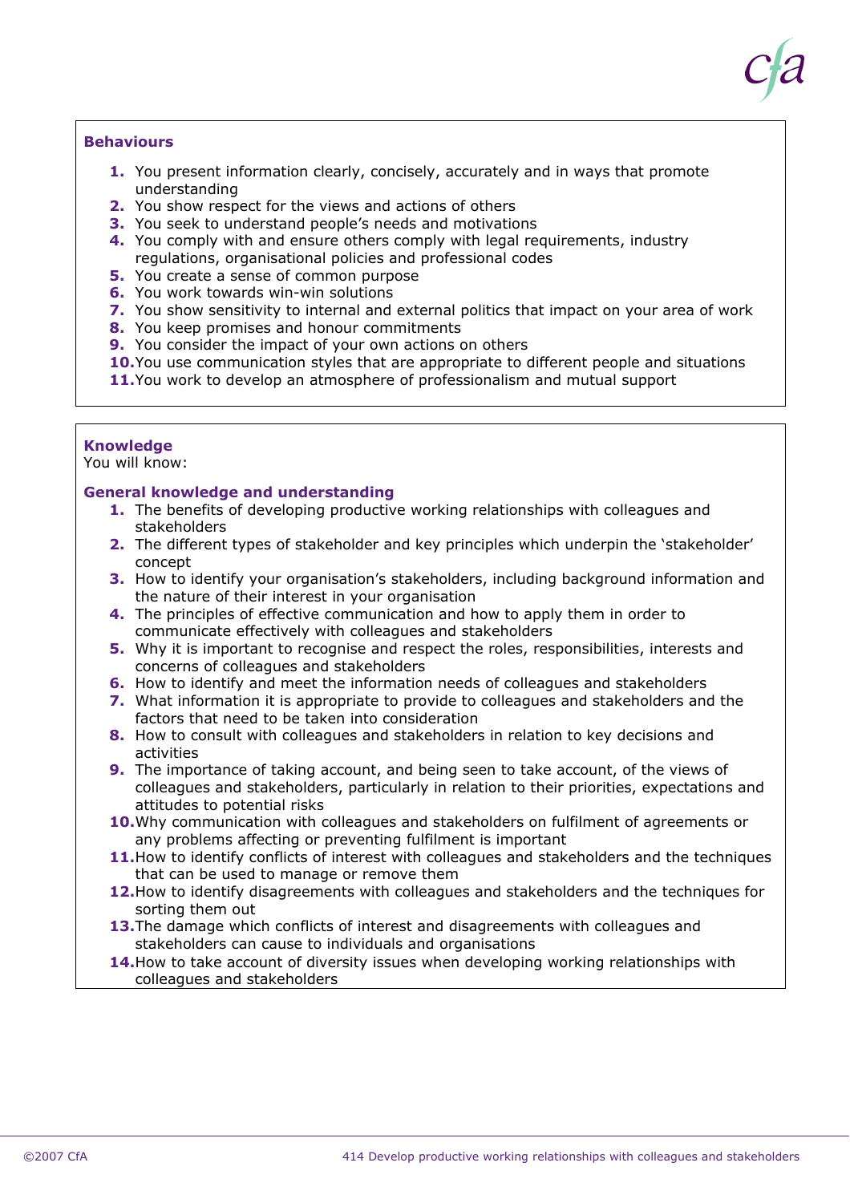## Behaviours

1. You present information clearly, concisely, accurately and in ways that promote understanding
2. You show respect for the views and actions of others
3. You seek to understand people's needs and motivations
4. You comply with and ensure others comply with legal requirements, industry regulations, organisational policies and professional codes
5. You create a sense of common purpose
6. You work towards win-win solutions
7. You show sensitivity to internal and external politics that impact on your area of work
8. You keep promises and honour commitments
9. You consider the impact of your own actions on others
10. You use communication styles that are appropriate to different people and situations
11. You work to develop an atmosphere of professionalism and mutual support

## Knowledge

You will know:

### General knowledge and understanding

1. The benefits of developing productive working relationships with colleagues and stakeholders
2. The different types of stakeholder and key principles which underpin the 'stakeholder' concept
3. How to identify your organisation's stakeholders, including background information and the nature of their interest in your organisation
4. The principles of effective communication and how to apply them in order to communicate effectively with colleagues and stakeholders
5. Why it is important to recognise and respect the roles, responsibilities, interests and concerns of colleagues and stakeholders
6. How to identify and meet the information needs of colleagues and stakeholders
7. What information it is appropriate to provide to colleagues and stakeholders and the factors that need to be taken into consideration
8. How to consult with colleagues and stakeholders in relation to key decisions and activities
9. The importance of taking account, and being seen to take account, of the views of colleagues and stakeholders, particularly in relation to their priorities, expectations and attitudes to potential risks
10. Why communication with colleagues and stakeholders on fulfilment of agreements or any problems affecting or preventing fulfilment is important
11. How to identify conflicts of interest with colleagues and stakeholders and the techniques that can be used to manage or remove them
12. How to identify disagreements with colleagues and stakeholders and the techniques for sorting them out
13. The damage which conflicts of interest and disagreements with colleagues and stakeholders can cause to individuals and organisations
14. How to take account of diversity issues when developing working relationships with colleagues and stakeholders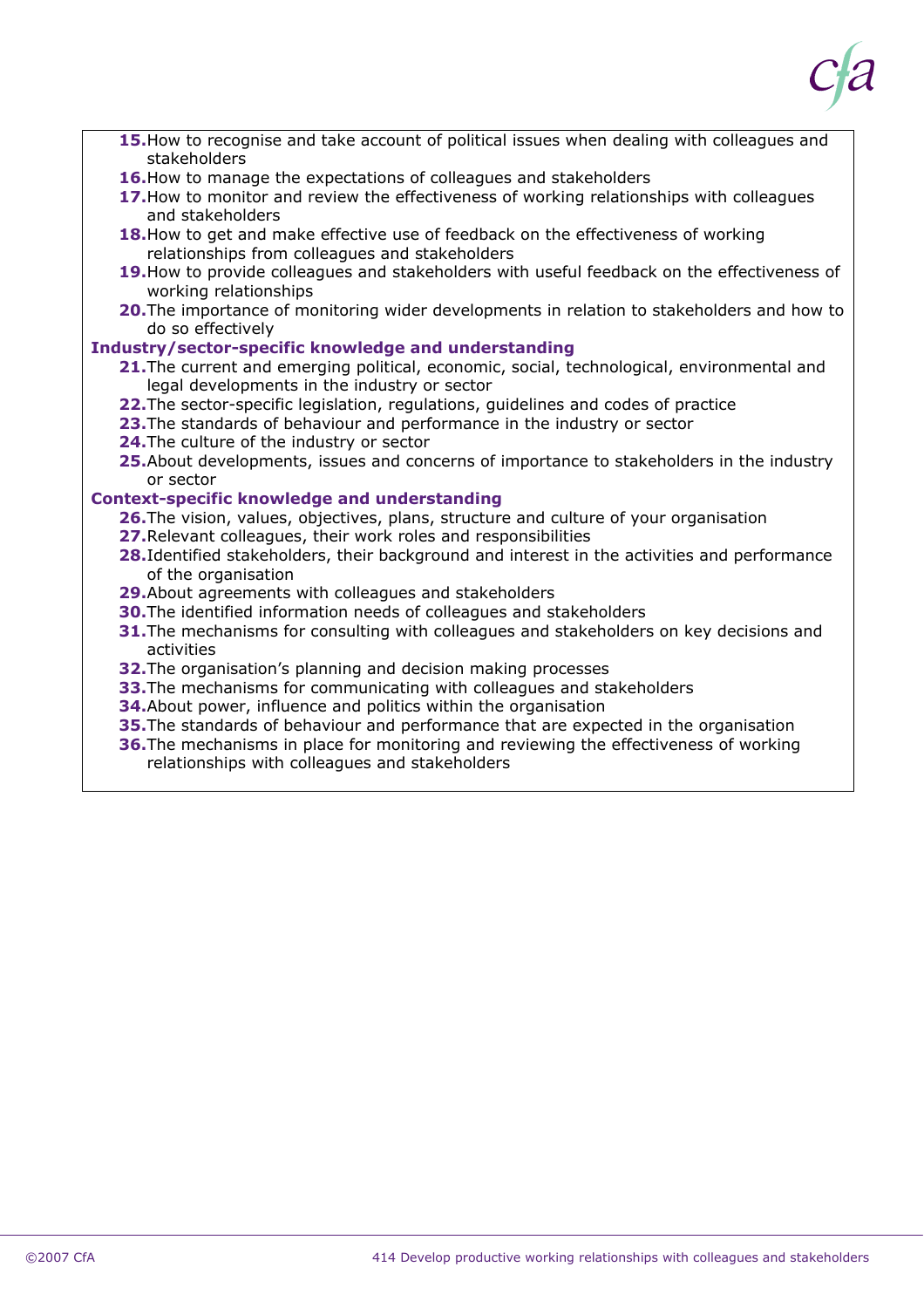15. How to recognise and take account of political issues when dealing with colleagues and stakeholders
16. How to manage the expectations of colleagues and stakeholders
17. How to monitor and review the effectiveness of working relationships with colleagues and stakeholders
18. How to get and make effective use of feedback on the effectiveness of working relationships from colleagues and stakeholders
19. How to provide colleagues and stakeholders with useful feedback on the effectiveness of working relationships
20. The importance of monitoring wider developments in relation to stakeholders and how to do so effectively

**Industry/sector-specific knowledge and understanding**

21. The current and emerging political, economic, social, technological, environmental and legal developments in the industry or sector
22. The sector-specific legislation, regulations, guidelines and codes of practice
23. The standards of behaviour and performance in the industry or sector
24. The culture of the industry or sector
25. About developments, issues and concerns of importance to stakeholders in the industry or sector

**Context-specific knowledge and understanding**

26. The vision, values, objectives, plans, structure and culture of your organisation
27. Relevant colleagues, their work roles and responsibilities
28. Identified stakeholders, their background and interest in the activities and performance of the organisation
29. About agreements with colleagues and stakeholders
30. The identified information needs of colleagues and stakeholders
31. The mechanisms for consulting with colleagues and stakeholders on key decisions and activities
32. The organisation's planning and decision making processes
33. The mechanisms for communicating with colleagues and stakeholders
34. About power, influence and politics within the organisation
35. The standards of behaviour and performance that are expected in the organisation
36. The mechanisms in place for monitoring and reviewing the effectiveness of working relationships with colleagues and stakeholders